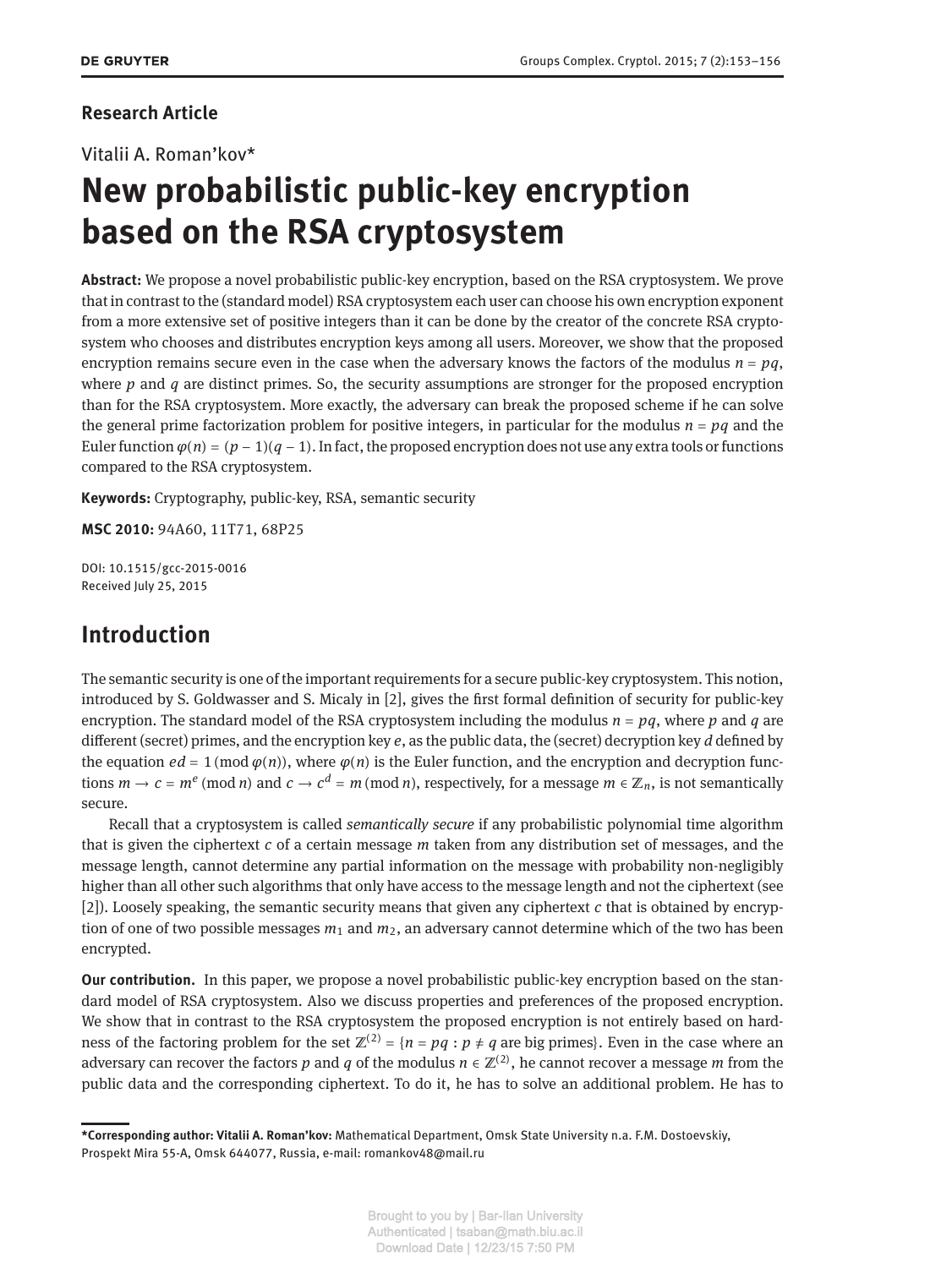**Research Article**

Vitalii A. Roman'kov*

# New probabilistic public-key encryption based on the RSA cryptosystem

**Abstract:** We propose a novel probabilistic public-key encryption, based on the RSA cryptosystem. We prove that in contrast to the (standard model) RSA cryptosystem each user can choose his own encryption exponent from a more extensive set of positive integers than it can be done by the creator of the concrete RSA cryptosystem who chooses and distributes encryption keys among all users. Moreover, we show that the proposed encryption remains secure even in the case when the adversary knows the factors of the modulus $n = pq$, where $p$ and $q$ are distinct primes. So, the security assumptions are stronger for the proposed encryption than for the RSA cryptosystem. More exactly, the adversary can break the proposed scheme if he can solve the general prime factorization problem for positive integers, in particular for the modulus $n = pq$ and the Euler function $\varphi(n) = (p-1)(q-1)$. In fact, the proposed encryption does not use any extra tools or functions compared to the RSA cryptosystem.

**Keywords:** Cryptography, public-key, RSA, semantic security

**MSC 2010:** 94A60, 11T71, 68P25

DOI: 10.1515/gcc-2015-0016
Received July 25, 2015

## Introduction

The semantic security is one of the important requirements for a secure public-key cryptosystem. This notion, introduced by S. Goldwasser and S. Micaly in [2], gives the first formal definition of security for public-key encryption. The standard model of the RSA cryptosystem including the modulus $n = pq$, where $p$ and $q$ are different (secret) primes, and the encryption key $e$, as the public data, the (secret) decryption key $d$ defined by the equation $ed = 1 \pmod{\varphi(n)}$, where $\varphi(n)$ is the Euler function, and the encryption and decryption functions $m \to c = m^e \pmod{n}$ and $c \to c^d = m \pmod{n}$, respectively, for a message $m \in \mathbb{Z}_n$, is not semantically secure.

Recall that a cryptosystem is called *semantically secure* if any probabilistic polynomial time algorithm that is given the ciphertext $c$ of a certain message $m$ taken from any distribution set of messages, and the message length, cannot determine any partial information on the message with probability non-negligibly higher than all other such algorithms that only have access to the message length and not the ciphertext (see [2]). Loosely speaking, the semantic security means that given any ciphertext $c$ that is obtained by encryption of one of two possible messages $m_1$ and $m_2$, an adversary cannot determine which of the two has been encrypted.

**Our contribution.** In this paper, we propose a novel probabilistic public-key encryption based on the standard model of RSA cryptosystem. Also we discuss properties and preferences of the proposed encryption. We show that in contrast to the RSA cryptosystem the proposed encryption is not entirely based on hardness of the factoring problem for the set $\mathbb{Z}^{(2)} = \{n = pq : p \neq q \text{ are big primes}\}$. Even in the case where an adversary can recover the factors $p$ and $q$ of the modulus $n \in \mathbb{Z}^{(2)}$, he cannot recover a message $m$ from the public data and the corresponding ciphertext. To do it, he has to solve an additional problem. He has to

---

***Corresponding author: Vitalii A. Roman'kov:** Mathematical Department, Omsk State University n.a. F.M. Dostoevskiy, Prospekt Mira 55-A, Omsk 644077, Russia, e-mail: romankov48@mail.ru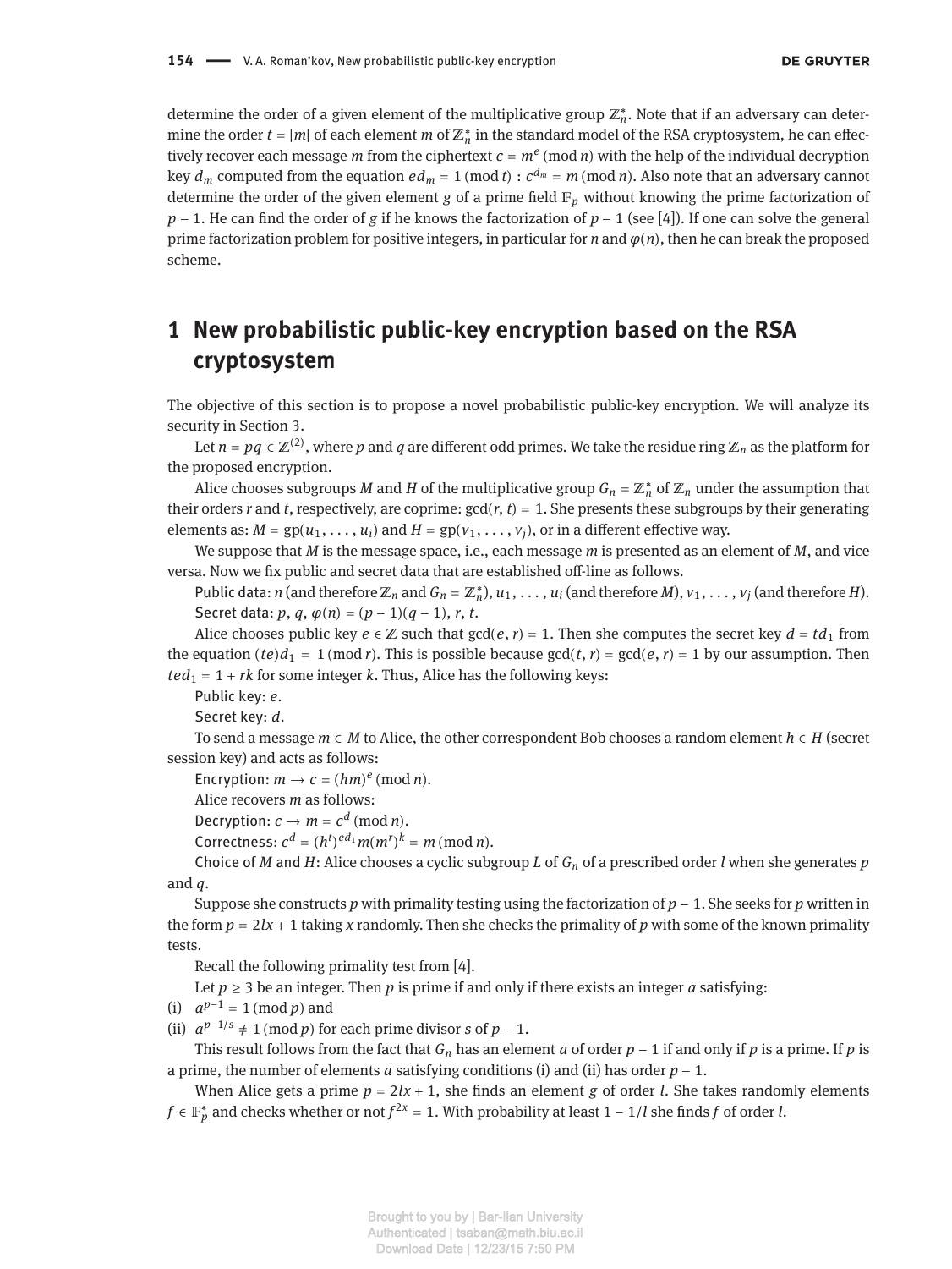determine the order of a given element of the multiplicative group $\mathbb{Z}_n^*$. Note that if an adversary can determine the order $t = |m|$ of each element $m$ of $\mathbb{Z}_n^*$ in the standard model of the RSA cryptosystem, he can effectively recover each message $m$ from the ciphertext $c = m^e \pmod{n}$ with the help of the individual decryption key $d_m$ computed from the equation $ed_m = 1 \pmod{t}$ : $c^{d_m} = m \pmod{n}$. Also note that an adversary cannot determine the order of the given element $g$ of a prime field $\mathbb{F}_p$ without knowing the prime factorization of $p - 1$. He can find the order of $g$ if he knows the factorization of $p - 1$ (see [4]). If one can solve the general prime factorization problem for positive integers, in particular for $n$ and $\varphi(n)$, then he can break the proposed scheme.

# 1 New probabilistic public-key encryption based on the RSA cryptosystem

The objective of this section is to propose a novel probabilistic public-key encryption. We will analyze its security in Section 3.

Let $n = pq \in \mathbb{Z}^{(2)}$, where $p$ and $q$ are different odd primes. We take the residue ring $\mathbb{Z}_n$ as the platform for the proposed encryption.

Alice chooses subgroups $M$ and $H$ of the multiplicative group $G_n = \mathbb{Z}_n^*$ of $\mathbb{Z}_n$ under the assumption that their orders $r$ and $t$, respectively, are coprime: $\gcd(r, t) = 1$. She presents these subgroups by their generating elements as: $M = \mathrm{gp}(u_1, \dots, u_i)$ and $H = \mathrm{gp}(v_1, \dots, v_j)$, or in a different effective way.

We suppose that $M$ is the message space, i.e., each message $m$ is presented as an element of $M$, and vice versa. Now we fix public and secret data that are established off-line as follows.

Public data: $n$ (and therefore $\mathbb{Z}_n$ and $G_n = \mathbb{Z}_n^*$), $u_1, \dots, u_i$ (and therefore $M$), $v_1, \dots, v_j$ (and therefore $H$).

Secret data: $p$, $q$, $\varphi(n) = (p-1)(q-1)$, $r$, $t$.

Alice chooses public key $e \in \mathbb{Z}$ such that $\gcd(e, r) = 1$. Then she computes the secret key $d = td_1$ from the equation $(te)d_1 = 1 \pmod{r}$. This is possible because $\gcd(t, r) = \gcd(e, r) = 1$ by our assumption. Then $ted_1 = 1 + rk$ for some integer $k$. Thus, Alice has the following keys:

Public key: $e$.

Secret key: $d$.

To send a message $m \in M$ to Alice, the other correspondent Bob chooses a random element $h \in H$ (secret session key) and acts as follows:

Encryption: $m \to c = (hm)^e \pmod{n}$.

Alice recovers $m$ as follows:

Decryption: $c \to m = c^d \pmod{n}$.

Correctness: $c^d = (h^t)^{ed_1} m (m^r)^k = m \pmod{n}$.

Choice of $M$ and $H$: Alice chooses a cyclic subgroup $L$ of $G_n$ of a prescribed order $l$ when she generates $p$ and $q$.

Suppose she constructs $p$ with primality testing using the factorization of $p - 1$. She seeks for $p$ written in the form $p = 2lx + 1$ taking $x$ randomly. Then she checks the primality of $p$ with some of the known primality tests.

Recall the following primality test from [4].

Let $p \geq 3$ be an integer. Then $p$ is prime if and only if there exists an integer $a$ satisfying:

(i) $a^{p-1} = 1 \pmod{p}$ and

(ii) $a^{p-1/s} \neq 1 \pmod{p}$ for each prime divisor $s$ of $p - 1$.

This result follows from the fact that $G_n$ has an element $a$ of order $p - 1$ if and only if $p$ is a prime. If $p$ is a prime, the number of elements $a$ satisfying conditions (i) and (ii) has order $p - 1$.

When Alice gets a prime $p = 2lx + 1$, she finds an element $g$ of order $l$. She takes randomly elements $f \in \mathbb{F}_p^*$ and checks whether or not $f^{2x} = 1$. With probability at least $1 - 1/l$ she finds $f$ of order $l$.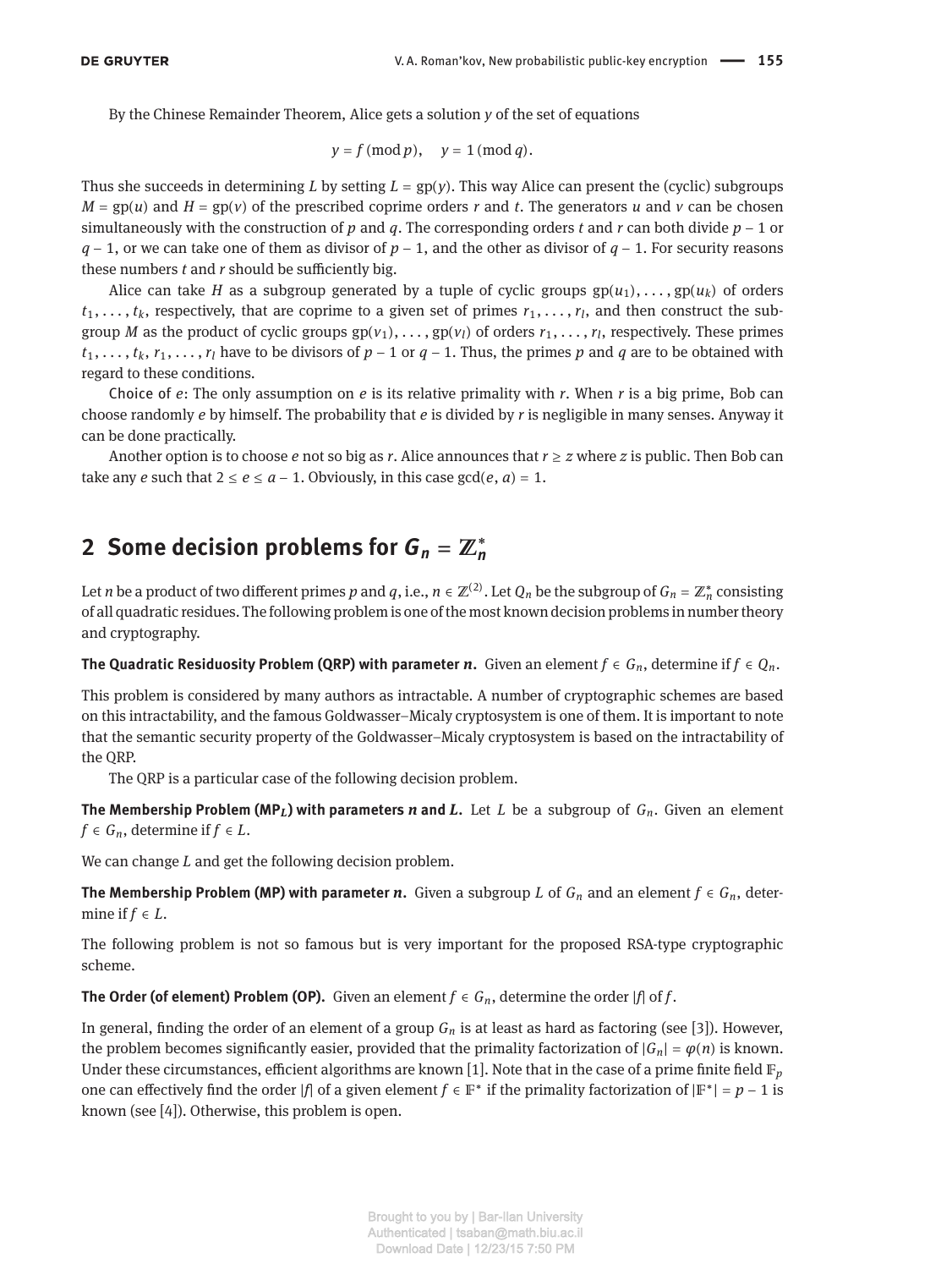By the Chinese Remainder Theorem, Alice gets a solution $y$ of the set of equations

$$y = f \,(\mathrm{mod}\, p), \quad y = 1 \,(\mathrm{mod}\, q).$$

Thus she succeeds in determining $L$ by setting $L = \mathrm{gp}(y)$. This way Alice can present the (cyclic) subgroups $M = \mathrm{gp}(u)$ and $H = \mathrm{gp}(v)$ of the prescribed coprime orders $r$ and $t$. The generators $u$ and $v$ can be chosen simultaneously with the construction of $p$ and $q$. The corresponding orders $t$ and $r$ can both divide $p - 1$ or $q - 1$, or we can take one of them as divisor of $p - 1$, and the other as divisor of $q - 1$. For security reasons these numbers $t$ and $r$ should be sufficiently big.

Alice can take $H$ as a subgroup generated by a tuple of cyclic groups $\mathrm{gp}(u_1), \ldots, \mathrm{gp}(u_k)$ of orders $t_1, \ldots, t_k$, respectively, that are coprime to a given set of primes $r_1, \ldots, r_l$, and then construct the subgroup $M$ as the product of cyclic groups $\mathrm{gp}(v_1), \ldots, \mathrm{gp}(v_l)$ of orders $r_1, \ldots, r_l$, respectively. These primes $t_1, \ldots, t_k, r_1, \ldots, r_l$ have to be divisors of $p - 1$ or $q - 1$. Thus, the primes $p$ and $q$ are to be obtained with regard to these conditions.

Choice of $e$: The only assumption on $e$ is its relative primality with $r$. When $r$ is a big prime, Bob can choose randomly $e$ by himself. The probability that $e$ is divided by $r$ is negligible in many senses. Anyway it can be done practically.

Another option is to choose $e$ not so big as $r$. Alice announces that $r \geq z$ where $z$ is public. Then Bob can take any $e$ such that $2 \leq e \leq a - 1$. Obviously, in this case $\gcd(e, a) = 1$.

## 2 Some decision problems for $G_n = \mathbb{Z}_n^*$

Let $n$ be a product of two different primes $p$ and $q$, i.e., $n \in \mathbb{Z}^{(2)}$. Let $Q_n$ be the subgroup of $G_n = \mathbb{Z}_n^*$ consisting of all quadratic residues. The following problem is one of the most known decision problems in number theory and cryptography.

**The Quadratic Residuosity Problem (QRP) with parameter $n$.** Given an element $f \in G_n$, determine if $f \in Q_n$.

This problem is considered by many authors as intractable. A number of cryptographic schemes are based on this intractability, and the famous Goldwasser–Micaly cryptosystem is one of them. It is important to note that the semantic security property of the Goldwasser–Micaly cryptosystem is based on the intractability of the QRP.

The QRP is a particular case of the following decision problem.

**The Membership Problem ($\mathrm{MP}_L$) with parameters $n$ and $L$.** Let $L$ be a subgroup of $G_n$. Given an element $f \in G_n$, determine if $f \in L$.

We can change $L$ and get the following decision problem.

**The Membership Problem (MP) with parameter $n$.** Given a subgroup $L$ of $G_n$ and an element $f \in G_n$, determine if $f \in L$.

The following problem is not so famous but is very important for the proposed RSA-type cryptographic scheme.

**The Order (of element) Problem (OP).** Given an element $f \in G_n$, determine the order $|f|$ of $f$.

In general, finding the order of an element of a group $G_n$ is at least as hard as factoring (see [3]). However, the problem becomes significantly easier, provided that the primality factorization of $|G_n| = \varphi(n)$ is known. Under these circumstances, efficient algorithms are known [1]. Note that in the case of a prime finite field $\mathbb{F}_p$ one can effectively find the order $|f|$ of a given element $f \in \mathbb{F}^*$ if the primality factorization of $|\mathbb{F}^*| = p - 1$ is known (see [4]). Otherwise, this problem is open.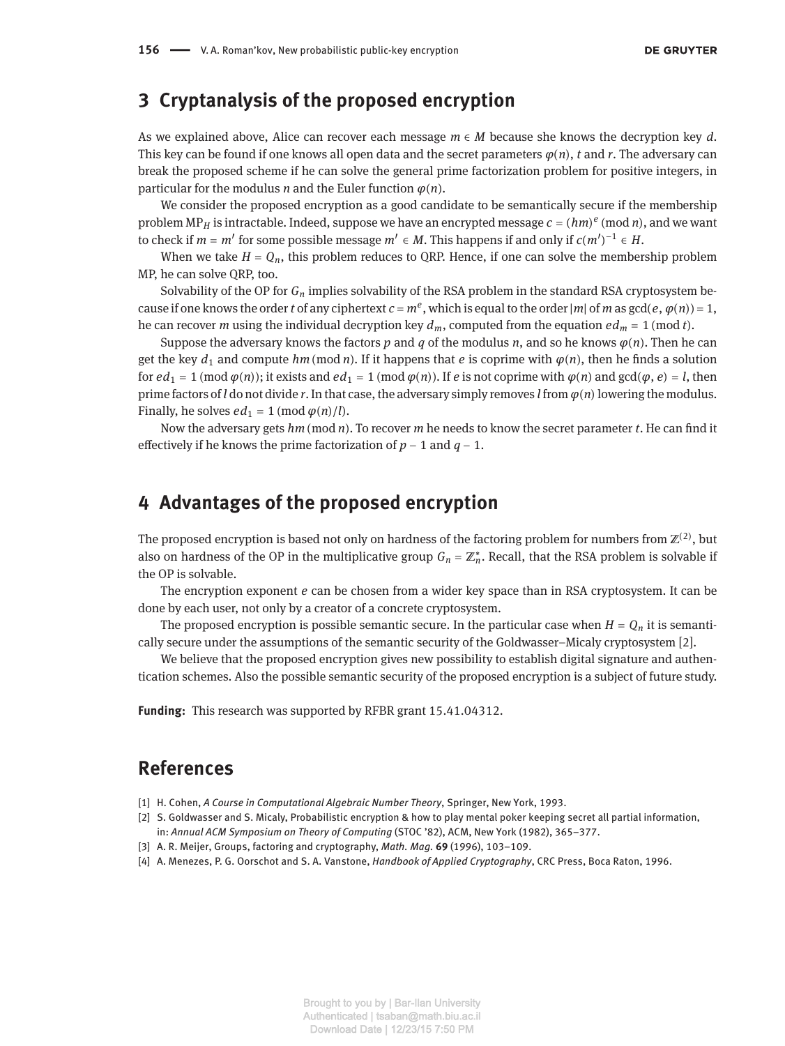## 3 Cryptanalysis of the proposed encryption

As we explained above, Alice can recover each message $m \in M$ because she knows the decryption key $d$. This key can be found if one knows all open data and the secret parameters $\varphi(n)$, $t$ and $r$. The adversary can break the proposed scheme if he can solve the general prime factorization problem for positive integers, in particular for the modulus $n$ and the Euler function $\varphi(n)$.

We consider the proposed encryption as a good candidate to be semantically secure if the membership problem $\mathrm{MP}_H$ is intractable. Indeed, suppose we have an encrypted message $c = (hm)^e \pmod n$, and we want to check if $m = m'$ for some possible message $m' \in M$. This happens if and only if $c(m')^{-1} \in H$.

When we take $H = Q_n$, this problem reduces to QRP. Hence, if one can solve the membership problem MP, he can solve QRP, too.

Solvability of the OP for $G_n$ implies solvability of the RSA problem in the standard RSA cryptosystem because if one knows the order $t$ of any ciphertext $c = m^e$, which is equal to the order $|m|$ of $m$ as $\gcd(e, \varphi(n)) = 1$, he can recover $m$ using the individual decryption key $d_m$, computed from the equation $ed_m = 1 \pmod t$.

Suppose the adversary knows the factors $p$ and $q$ of the modulus $n$, and so he knows $\varphi(n)$. Then he can get the key $d_1$ and compute $hm \pmod n$. If it happens that $e$ is coprime with $\varphi(n)$, then he finds a solution for $ed_1 = 1 \pmod{\varphi(n)}$; it exists and $ed_1 = 1 \pmod{\varphi(n)}$. If $e$ is not coprime with $\varphi(n)$ and $\gcd(\varphi, e) = l$, then prime factors of $l$ do not divide $r$. In that case, the adversary simply removes $l$ from $\varphi(n)$ lowering the modulus. Finally, he solves $ed_1 = 1 \pmod{\varphi(n)/l}$.

Now the adversary gets $hm \pmod n$. To recover $m$ he needs to know the secret parameter $t$. He can find it effectively if he knows the prime factorization of $p - 1$ and $q - 1$.

## 4 Advantages of the proposed encryption

The proposed encryption is based not only on hardness of the factoring problem for numbers from $\mathbb{Z}^{(2)}$, but also on hardness of the OP in the multiplicative group $G_n = \mathbb{Z}_n^*$. Recall, that the RSA problem is solvable if the OP is solvable.

The encryption exponent $e$ can be chosen from a wider key space than in RSA cryptosystem. It can be done by each user, not only by a creator of a concrete cryptosystem.

The proposed encryption is possible semantic secure. In the particular case when $H = Q_n$ it is semantically secure under the assumptions of the semantic security of the Goldwasser–Micaly cryptosystem [2].

We believe that the proposed encryption gives new possibility to establish digital signature and authentication schemes. Also the possible semantic security of the proposed encryption is a subject of future study.

**Funding:** This research was supported by RFBR grant 15.41.04312.

## References

[1] H. Cohen, *A Course in Computational Algebraic Number Theory*, Springer, New York, 1993.

[2] S. Goldwasser and S. Micaly, Probabilistic encryption & how to play mental poker keeping secret all partial information, in: *Annual ACM Symposium on Theory of Computing* (STOC '82), ACM, New York (1982), 365–377.

[3] A. R. Meijer, Groups, factoring and cryptography, *Math. Mag.* **69** (1996), 103–109.

[4] A. Menezes, P. G. Oorschot and S. A. Vanstone, *Handbook of Applied Cryptography*, CRC Press, Boca Raton, 1996.